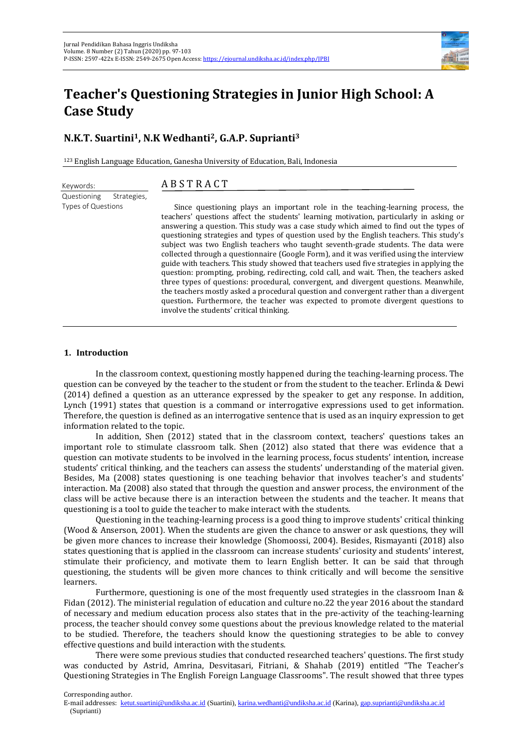# Teacher's Questioning Strategies in Junior High School: A Case Study

**N.K.T. Suartini[1], N.K Wedhanti[2], G.A.P. Suprianti[3]**

[123] English Language Education, Ganesha University of Education, Bali, Indonesia

Keywords:
Questioning Strategies, Types of Questions

## A B S T R A C T

Since questioning plays an important role in the teaching-learning process, the teachers' questions affect the students' learning motivation, particularly in asking or answering a question. This study was a case study which aimed to find out the types of questioning strategies and types of question used by the English teachers. This study's subject was two English teachers who taught seventh-grade students. The data were collected through a questionnaire (Google Form), and it was verified using the interview guide with teachers. This study showed that teachers used five strategies in applying the question: prompting, probing, redirecting, cold call, and wait. Then, the teachers asked three types of questions: procedural, convergent, and divergent questions. Meanwhile, the teachers mostly asked a procedural question and convergent rather than a divergent question**.** Furthermore, the teacher was expected to promote divergent questions to involve the students' critical thinking.

## 1. Introduction

In the classroom context, questioning mostly happened during the teaching-learning process. The question can be conveyed by the teacher to the student or from the student to the teacher. Erlinda & Dewi (2014) defined a question as an utterance expressed by the speaker to get any response. In addition, Lynch (1991) states that question is a command or interrogative expressions used to get information. Therefore, the question is defined as an interrogative sentence that is used as an inquiry expression to get information related to the topic.

In addition, Shen (2012) stated that in the classroom context, teachers' questions takes an important role to stimulate classroom talk. Shen (2012) also stated that there was evidence that a question can motivate students to be involved in the learning process, focus students' intention, increase students' critical thinking, and the teachers can assess the students' understanding of the material given. Besides, Ma (2008) states questioning is one teaching behavior that involves teacher's and students' interaction. Ma (2008) also stated that through the question and answer process, the environment of the class will be active because there is an interaction between the students and the teacher. It means that questioning is a tool to guide the teacher to make interact with the students.

Questioning in the teaching-learning process is a good thing to improve students' critical thinking (Wood & Anserson, 2001). When the students are given the chance to answer or ask questions, they will be given more chances to increase their knowledge (Shomoossi, 2004). Besides, Rismayanti (2018) also states questioning that is applied in the classroom can increase students' curiosity and students' interest, stimulate their proficiency, and motivate them to learn English better. It can be said that through questioning, the students will be given more chances to think critically and will become the sensitive learners.

Furthermore, questioning is one of the most frequently used strategies in the classroom Inan & Fidan (2012). The ministerial regulation of education and culture no.22 the year 2016 about the standard of necessary and medium education process also states that in the pre-activity of the teaching-learning process, the teacher should convey some questions about the previous knowledge related to the material to be studied. Therefore, the teachers should know the questioning strategies to be able to convey effective questions and build interaction with the students.

There were some previous studies that conducted researched teachers' questions. The first study was conducted by Astrid, Amrina, Desvitasari, Fitriani, & Shahab (2019) entitled "The Teacher's Questioning Strategies in The English Foreign Language Classrooms". The result showed that three types

Corresponding author.
E-mail addresses: ketut.suartini@undiksha.ac.id (Suartini), karina.wedhanti@undiksha.ac.id (Karina), gap.suprianti@undiksha.ac.id (Suprianti)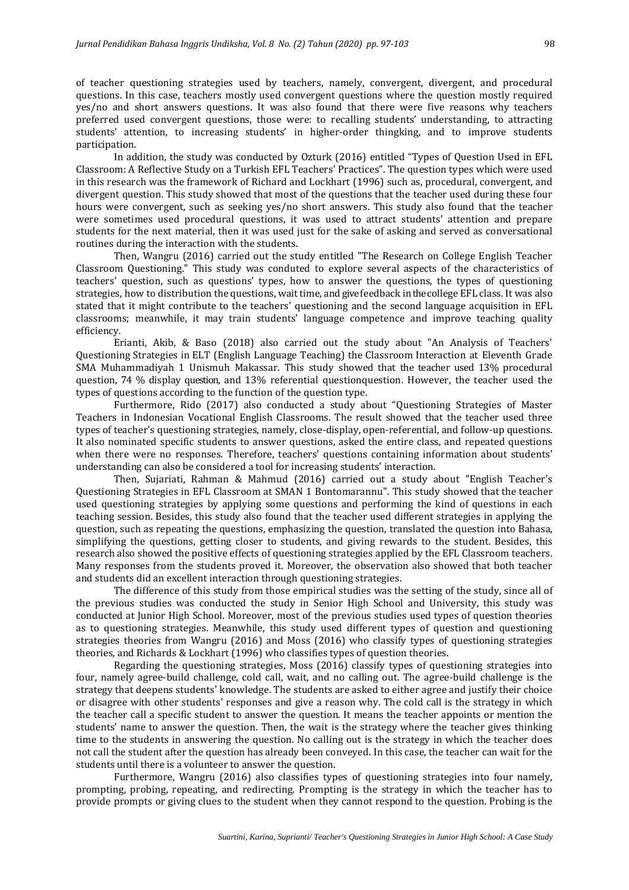of teacher questioning strategies used by teachers, namely, convergent, divergent, and procedural questions. In this case, teachers mostly used convergent questions where the question mostly required yes/no and short answers questions. It was also found that there were five reasons why teachers preferred used convergent questions, those were: to recalling students' understanding, to attracting students' attention, to increasing students' in higher-order thingking, and to improve students participation.

In addition, the study was conducted by Ozturk (2016) entitled "Types of Question Used in EFL Classroom: A Reflective Study on a Turkish EFL Teachers' Practices". The question types which were used in this research was the framework of Richard and Lockhart (1996) such as, procedural, convergent, and divergent question. This study showed that most of the questions that the teacher used during these four hours were convergent, such as seeking yes/no short answers. This study also found that the teacher were sometimes used procedural questions, it was used to attract students' attention and prepare students for the next material, then it was used just for the sake of asking and served as conversational routines during the interaction with the students.

Then, Wangru (2016) carried out the study entitled "The Research on College English Teacher Classroom Questioning." This study was conduted to explore several aspects of the characteristics of teachers' question, such as questions' types, how to answer the questions, the types of questioning strategies, how to distribution the questions, wait time, and give feedback in the college EFL class. It was also stated that it might contribute to the teachers' questioning and the second language acquisition in EFL classrooms; meanwhile, it may train students' language competence and improve teaching quality efficiency.

Erianti, Akib, & Baso (2018) also carried out the study about "An Analysis of Teachers' Questioning Strategies in ELT (English Language Teaching) the Classroom Interaction at Eleventh Grade SMA Muhammadiyah 1 Unismuh Makassar. This study showed that the teacher used 13% procedural question, 74 % display question, and 13% referential questionquestion. However, the teacher used the types of questions according to the function of the question type.

Furthermore, Rido (2017) also conducted a study about "Questioning Strategies of Master Teachers in Indonesian Vocational English Classrooms. The result showed that the teacher used three types of teacher's questioning strategies, namely, close-display, open-referential, and follow-up questions. It also nominated specific students to answer questions, asked the entire class, and repeated questions when there were no responses. Therefore, teachers' questions containing information about students' understanding can also be considered a tool for increasing students' interaction.

Then, Sujariati, Rahman & Mahmud (2016) carried out a study about "English Teacher's Questioning Strategies in EFL Classroom at SMAN 1 Bontomarannu". This study showed that the teacher used questioning strategies by applying some questions and performing the kind of questions in each teaching session. Besides, this study also found that the teacher used different strategies in applying the question, such as repeating the questions, emphasizing the question, translated the question into Bahasa, simplifying the questions, getting closer to students, and giving rewards to the student. Besides, this research also showed the positive effects of questioning strategies applied by the EFL Classroom teachers. Many responses from the students proved it. Moreover, the observation also showed that both teacher and students did an excellent interaction through questioning strategies.

The difference of this study from those empirical studies was the setting of the study, since all of the previous studies was conducted the study in Senior High School and University, this study was conducted at Junior High School. Moreover, most of the previous studies used types of question theories as to questioning strategies. Meanwhile, this study used different types of question and questioning strategies theories from Wangru (2016) and Moss (2016) who classify types of questioning strategies theories, and Richards & Lockhart (1996) who classifies types of question theories.

Regarding the questioning strategies, Moss (2016) classify types of questioning strategies into four, namely agree-build challenge, cold call, wait, and no calling out. The agree-build challenge is the strategy that deepens students' knowledge. The students are asked to either agree and justify their choice or disagree with other students' responses and give a reason why. The cold call is the strategy in which the teacher call a specific student to answer the question. It means the teacher appoints or mention the students' name to answer the question. Then, the wait is the strategy where the teacher gives thinking time to the students in answering the question. No calling out is the strategy in which the teacher does not call the student after the question has already been conveyed. In this case, the teacher can wait for the students until there is a volunteer to answer the question.

Furthermore, Wangru (2016) also classifies types of questioning strategies into four namely, prompting, probing, repeating, and redirecting. Prompting is the strategy in which the teacher has to provide prompts or giving clues to the student when they cannot respond to the question. Probing is the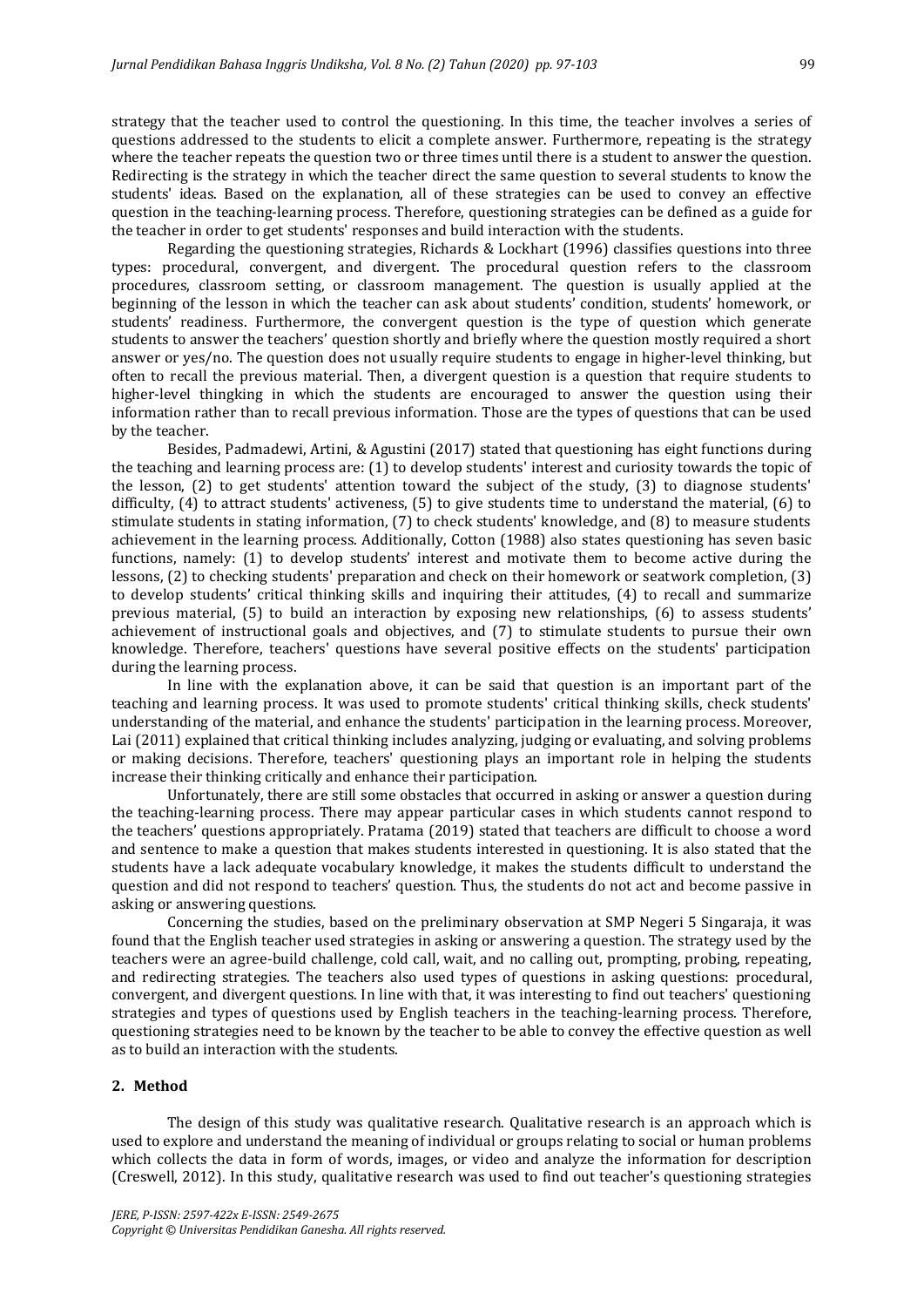strategy that the teacher used to control the questioning. In this time, the teacher involves a series of questions addressed to the students to elicit a complete answer. Furthermore, repeating is the strategy where the teacher repeats the question two or three times until there is a student to answer the question. Redirecting is the strategy in which the teacher direct the same question to several students to know the students' ideas. Based on the explanation, all of these strategies can be used to convey an effective question in the teaching-learning process. Therefore, questioning strategies can be defined as a guide for the teacher in order to get students' responses and build interaction with the students.

Regarding the questioning strategies, Richards & Lockhart (1996) classifies questions into three types: procedural, convergent, and divergent. The procedural question refers to the classroom procedures, classroom setting, or classroom management. The question is usually applied at the beginning of the lesson in which the teacher can ask about students' condition, students' homework, or students' readiness. Furthermore, the convergent question is the type of question which generate students to answer the teachers' question shortly and briefly where the question mostly required a short answer or yes/no. The question does not usually require students to engage in higher-level thinking, but often to recall the previous material. Then, a divergent question is a question that require students to higher-level thingking in which the students are encouraged to answer the question using their information rather than to recall previous information. Those are the types of questions that can be used by the teacher.

Besides, Padmadewi, Artini, & Agustini (2017) stated that questioning has eight functions during the teaching and learning process are: (1) to develop students' interest and curiosity towards the topic of the lesson, (2) to get students' attention toward the subject of the study, (3) to diagnose students' difficulty, (4) to attract students' activeness, (5) to give students time to understand the material, (6) to stimulate students in stating information, (7) to check students' knowledge, and (8) to measure students achievement in the learning process. Additionally, Cotton (1988) also states questioning has seven basic functions, namely: (1) to develop students' interest and motivate them to become active during the lessons, (2) to checking students' preparation and check on their homework or seatwork completion, (3) to develop students' critical thinking skills and inquiring their attitudes, (4) to recall and summarize previous material, (5) to build an interaction by exposing new relationships, (6) to assess students' achievement of instructional goals and objectives, and (7) to stimulate students to pursue their own knowledge. Therefore, teachers' questions have several positive effects on the students' participation during the learning process.

In line with the explanation above, it can be said that question is an important part of the teaching and learning process. It was used to promote students' critical thinking skills, check students' understanding of the material, and enhance the students' participation in the learning process. Moreover, Lai (2011) explained that critical thinking includes analyzing, judging or evaluating, and solving problems or making decisions. Therefore, teachers' questioning plays an important role in helping the students increase their thinking critically and enhance their participation.

Unfortunately, there are still some obstacles that occurred in asking or answer a question during the teaching-learning process. There may appear particular cases in which students cannot respond to the teachers' questions appropriately. Pratama (2019) stated that teachers are difficult to choose a word and sentence to make a question that makes students interested in questioning. It is also stated that the students have a lack adequate vocabulary knowledge, it makes the students difficult to understand the question and did not respond to teachers' question. Thus, the students do not act and become passive in asking or answering questions.

Concerning the studies, based on the preliminary observation at SMP Negeri 5 Singaraja, it was found that the English teacher used strategies in asking or answering a question. The strategy used by the teachers were an agree-build challenge, cold call, wait, and no calling out, prompting, probing, repeating, and redirecting strategies. The teachers also used types of questions in asking questions: procedural, convergent, and divergent questions. In line with that, it was interesting to find out teachers' questioning strategies and types of questions used by English teachers in the teaching-learning process. Therefore, questioning strategies need to be known by the teacher to be able to convey the effective question as well as to build an interaction with the students.

## 2. Method

The design of this study was qualitative research. Qualitative research is an approach which is used to explore and understand the meaning of individual or groups relating to social or human problems which collects the data in form of words, images, or video and analyze the information for description (Creswell, 2012). In this study, qualitative research was used to find out teacher's questioning strategies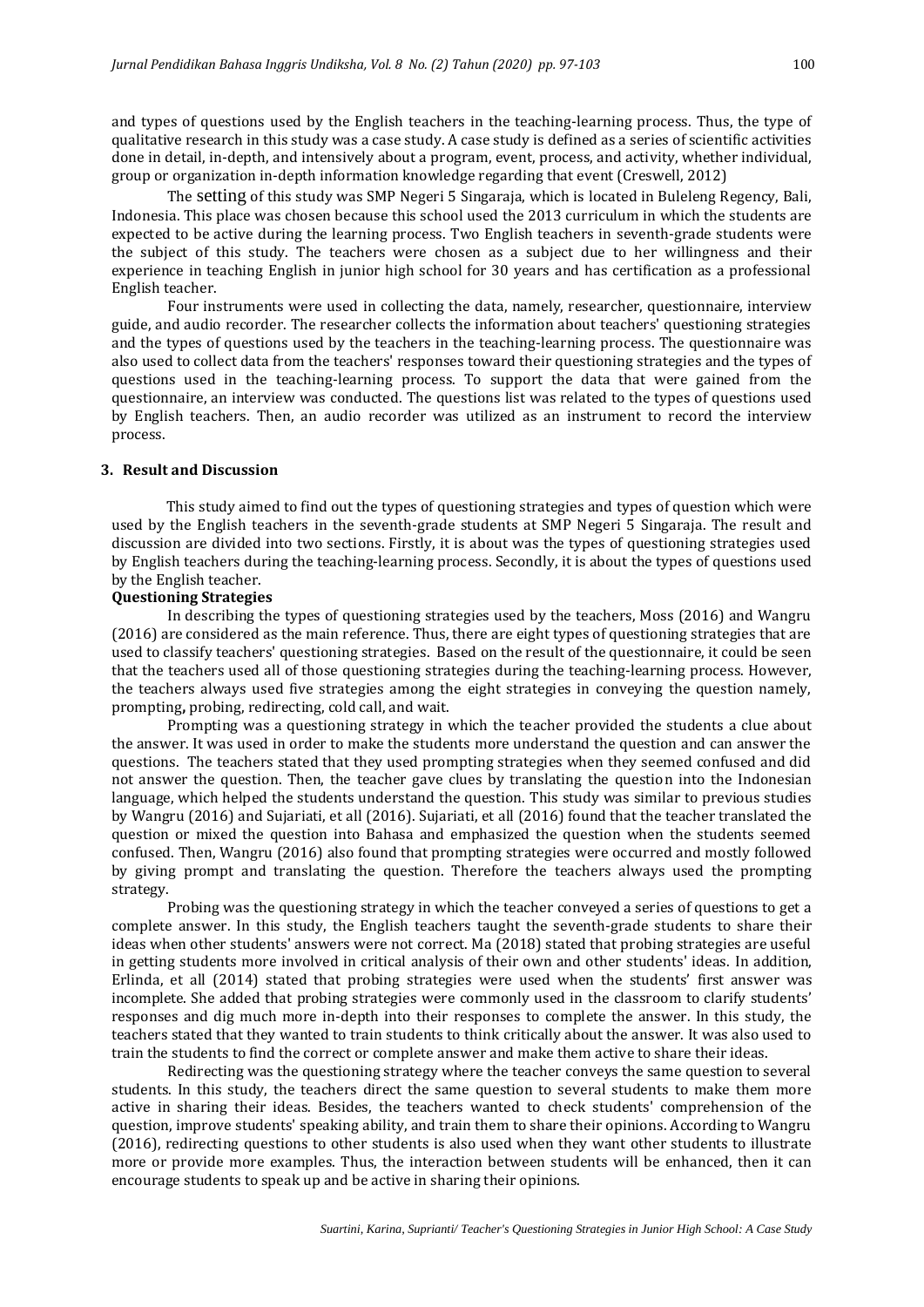and types of questions used by the English teachers in the teaching-learning process. Thus, the type of qualitative research in this study was a case study. A case study is defined as a series of scientific activities done in detail, in-depth, and intensively about a program, event, process, and activity, whether individual, group or organization in-depth information knowledge regarding that event (Creswell, 2012)

The setting of this study was SMP Negeri 5 Singaraja, which is located in Buleleng Regency, Bali, Indonesia. This place was chosen because this school used the 2013 curriculum in which the students are expected to be active during the learning process. Two English teachers in seventh-grade students were the subject of this study. The teachers were chosen as a subject due to her willingness and their experience in teaching English in junior high school for 30 years and has certification as a professional English teacher.

Four instruments were used in collecting the data, namely, researcher, questionnaire, interview guide, and audio recorder. The researcher collects the information about teachers' questioning strategies and the types of questions used by the teachers in the teaching-learning process. The questionnaire was also used to collect data from the teachers' responses toward their questioning strategies and the types of questions used in the teaching-learning process. To support the data that were gained from the questionnaire, an interview was conducted. The questions list was related to the types of questions used by English teachers. Then, an audio recorder was utilized as an instrument to record the interview process.

## 3. Result and Discussion

This study aimed to find out the types of questioning strategies and types of question which were used by the English teachers in the seventh-grade students at SMP Negeri 5 Singaraja. The result and discussion are divided into two sections. Firstly, it is about was the types of questioning strategies used by English teachers during the teaching-learning process. Secondly, it is about the types of questions used by the English teacher.

### Questioning Strategies

In describing the types of questioning strategies used by the teachers, Moss (2016) and Wangru (2016) are considered as the main reference. Thus, there are eight types of questioning strategies that are used to classify teachers' questioning strategies. Based on the result of the questionnaire, it could be seen that the teachers used all of those questioning strategies during the teaching-learning process. However, the teachers always used five strategies among the eight strategies in conveying the question namely, prompting**,** probing, redirecting, cold call, and wait.

Prompting was a questioning strategy in which the teacher provided the students a clue about the answer. It was used in order to make the students more understand the question and can answer the questions. The teachers stated that they used prompting strategies when they seemed confused and did not answer the question. Then, the teacher gave clues by translating the question into the Indonesian language, which helped the students understand the question. This study was similar to previous studies by Wangru (2016) and Sujariati, et all (2016). Sujariati, et all (2016) found that the teacher translated the question or mixed the question into Bahasa and emphasized the question when the students seemed confused. Then, Wangru (2016) also found that prompting strategies were occurred and mostly followed by giving prompt and translating the question. Therefore the teachers always used the prompting strategy.

Probing was the questioning strategy in which the teacher conveyed a series of questions to get a complete answer. In this study, the English teachers taught the seventh-grade students to share their ideas when other students' answers were not correct. Ma (2018) stated that probing strategies are useful in getting students more involved in critical analysis of their own and other students' ideas. In addition, Erlinda, et all (2014) stated that probing strategies were used when the students' first answer was incomplete. She added that probing strategies were commonly used in the classroom to clarify students' responses and dig much more in-depth into their responses to complete the answer. In this study, the teachers stated that they wanted to train students to think critically about the answer. It was also used to train the students to find the correct or complete answer and make them active to share their ideas.

Redirecting was the questioning strategy where the teacher conveys the same question to several students. In this study, the teachers direct the same question to several students to make them more active in sharing their ideas. Besides, the teachers wanted to check students' comprehension of the question, improve students' speaking ability, and train them to share their opinions. According to Wangru (2016), redirecting questions to other students is also used when they want other students to illustrate more or provide more examples. Thus, the interaction between students will be enhanced, then it can encourage students to speak up and be active in sharing their opinions.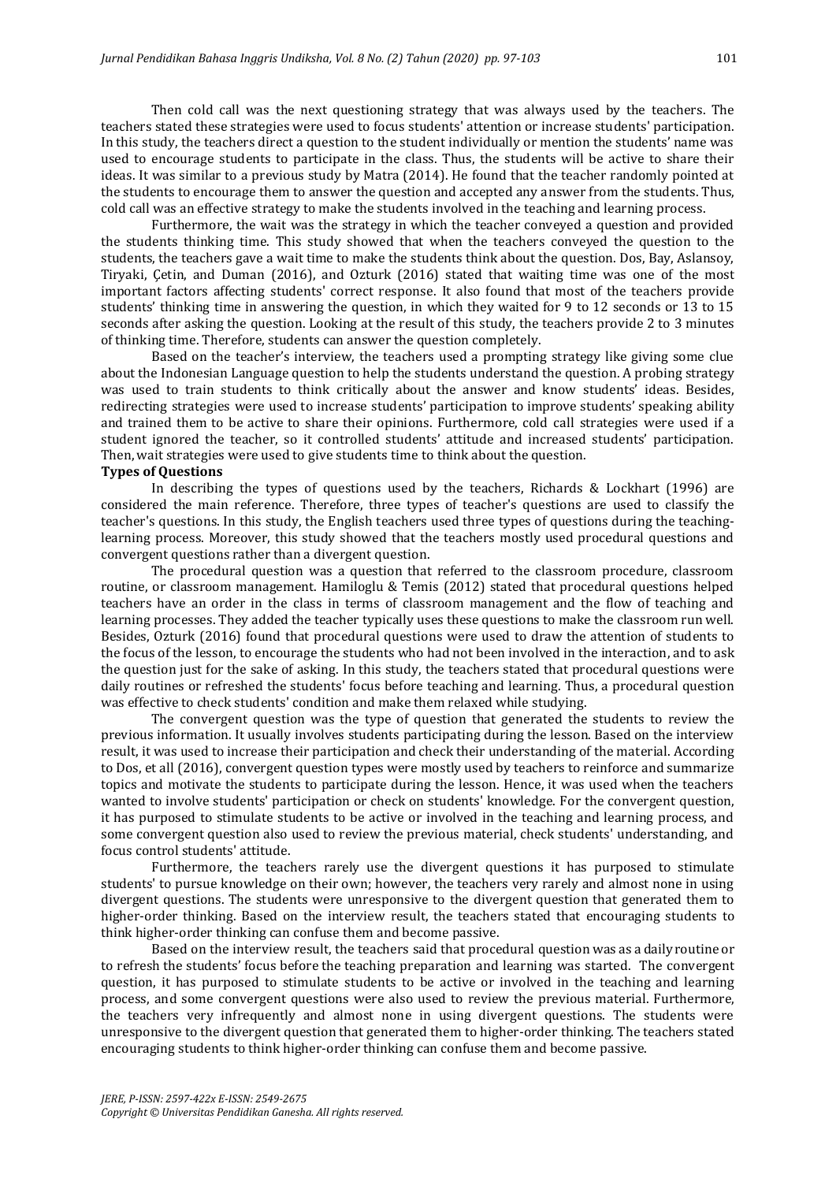Then cold call was the next questioning strategy that was always used by the teachers. The teachers stated these strategies were used to focus students' attention or increase students' participation. In this study, the teachers direct a question to the student individually or mention the students' name was used to encourage students to participate in the class. Thus, the students will be active to share their ideas. It was similar to a previous study by Matra (2014). He found that the teacher randomly pointed at the students to encourage them to answer the question and accepted any answer from the students. Thus, cold call was an effective strategy to make the students involved in the teaching and learning process.

Furthermore, the wait was the strategy in which the teacher conveyed a question and provided the students thinking time. This study showed that when the teachers conveyed the question to the students, the teachers gave a wait time to make the students think about the question. Dos, Bay, Aslansoy, Tiryaki, Çetin, and Duman (2016), and Ozturk (2016) stated that waiting time was one of the most important factors affecting students' correct response. It also found that most of the teachers provide students' thinking time in answering the question, in which they waited for 9 to 12 seconds or 13 to 15 seconds after asking the question. Looking at the result of this study, the teachers provide 2 to 3 minutes of thinking time. Therefore, students can answer the question completely.

Based on the teacher's interview, the teachers used a prompting strategy like giving some clue about the Indonesian Language question to help the students understand the question. A probing strategy was used to train students to think critically about the answer and know students' ideas. Besides, redirecting strategies were used to increase students' participation to improve students' speaking ability and trained them to be active to share their opinions. Furthermore, cold call strategies were used if a student ignored the teacher, so it controlled students' attitude and increased students' participation. Then, wait strategies were used to give students time to think about the question.

**Types of Questions**

In describing the types of questions used by the teachers, Richards & Lockhart (1996) are considered the main reference. Therefore, three types of teacher's questions are used to classify the teacher's questions. In this study, the English teachers used three types of questions during the teaching-learning process. Moreover, this study showed that the teachers mostly used procedural questions and convergent questions rather than a divergent question.

The procedural question was a question that referred to the classroom procedure, classroom routine, or classroom management. Hamiloglu & Temis (2012) stated that procedural questions helped teachers have an order in the class in terms of classroom management and the flow of teaching and learning processes. They added the teacher typically uses these questions to make the classroom run well. Besides, Ozturk (2016) found that procedural questions were used to draw the attention of students to the focus of the lesson, to encourage the students who had not been involved in the interaction, and to ask the question just for the sake of asking. In this study, the teachers stated that procedural questions were daily routines or refreshed the students' focus before teaching and learning. Thus, a procedural question was effective to check students' condition and make them relaxed while studying.

The convergent question was the type of question that generated the students to review the previous information. It usually involves students participating during the lesson. Based on the interview result, it was used to increase their participation and check their understanding of the material. According to Dos, et all (2016), convergent question types were mostly used by teachers to reinforce and summarize topics and motivate the students to participate during the lesson. Hence, it was used when the teachers wanted to involve students' participation or check on students' knowledge. For the convergent question, it has purposed to stimulate students to be active or involved in the teaching and learning process, and some convergent question also used to review the previous material, check students' understanding, and focus control students' attitude.

Furthermore, the teachers rarely use the divergent questions it has purposed to stimulate students' to pursue knowledge on their own; however, the teachers very rarely and almost none in using divergent questions. The students were unresponsive to the divergent question that generated them to higher-order thinking. Based on the interview result, the teachers stated that encouraging students to think higher-order thinking can confuse them and become passive.

Based on the interview result, the teachers said that procedural question was as a daily routine or to refresh the students' focus before the teaching preparation and learning was started. The convergent question, it has purposed to stimulate students to be active or involved in the teaching and learning process, and some convergent questions were also used to review the previous material. Furthermore, the teachers very infrequently and almost none in using divergent questions. The students were unresponsive to the divergent question that generated them to higher-order thinking. The teachers stated encouraging students to think higher-order thinking can confuse them and become passive.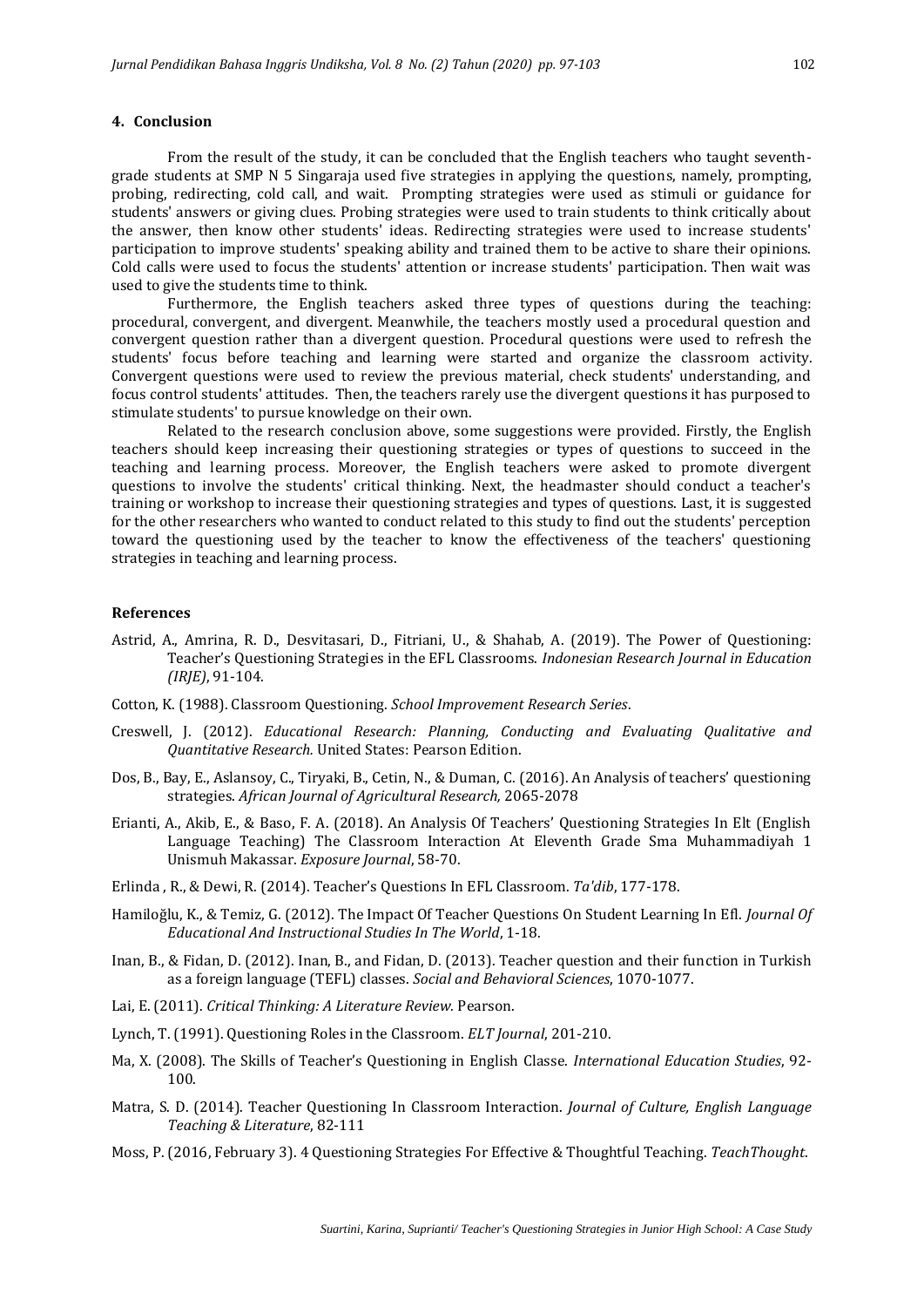## 4. Conclusion

From the result of the study, it can be concluded that the English teachers who taught seventh-grade students at SMP N 5 Singaraja used five strategies in applying the questions, namely, prompting, probing, redirecting, cold call, and wait. Prompting strategies were used as stimuli or guidance for students' answers or giving clues. Probing strategies were used to train students to think critically about the answer, then know other students' ideas. Redirecting strategies were used to increase students' participation to improve students' speaking ability and trained them to be active to share their opinions. Cold calls were used to focus the students' attention or increase students' participation. Then wait was used to give the students time to think.

Furthermore, the English teachers asked three types of questions during the teaching: procedural, convergent, and divergent. Meanwhile, the teachers mostly used a procedural question and convergent question rather than a divergent question. Procedural questions were used to refresh the students' focus before teaching and learning were started and organize the classroom activity. Convergent questions were used to review the previous material, check students' understanding, and focus control students' attitudes. Then, the teachers rarely use the divergent questions it has purposed to stimulate students' to pursue knowledge on their own.

Related to the research conclusion above, some suggestions were provided. Firstly, the English teachers should keep increasing their questioning strategies or types of questions to succeed in the teaching and learning process. Moreover, the English teachers were asked to promote divergent questions to involve the students' critical thinking. Next, the headmaster should conduct a teacher's training or workshop to increase their questioning strategies and types of questions. Last, it is suggested for the other researchers who wanted to conduct related to this study to find out the students' perception toward the questioning used by the teacher to know the effectiveness of the teachers' questioning strategies in teaching and learning process.

## References

Astrid, A., Amrina, R. D., Desvitasari, D., Fitriani, U., & Shahab, A. (2019). The Power of Questioning: Teacher's Questioning Strategies in the EFL Classrooms. *Indonesian Research Journal in Education (IRJE)*, 91-104.

Cotton, K. (1988). Classroom Questioning. *School Improvement Research Series*.

Creswell, J. (2012). *Educational Research: Planning, Conducting and Evaluating Qualitative and Quantitative Research.* United States: Pearson Edition.

Dos, B., Bay, E., Aslansoy, C., Tiryaki, B., Cetin, N., & Duman, C. (2016). An Analysis of teachers' questioning strategies. *African Journal of Agricultural Research,* 2065-2078

Erianti, A., Akib, E., & Baso, F. A. (2018). An Analysis Of Teachers' Questioning Strategies In Elt (English Language Teaching) The Classroom Interaction At Eleventh Grade Sma Muhammadiyah 1 Unismuh Makassar. *Exposure Journal*, 58-70.

Erlinda , R., & Dewi, R. (2014). Teacher's Questions In EFL Classroom. *Ta'dib*, 177-178.

Hamiloğlu, K., & Temiz, G. (2012). The Impact Of Teacher Questions On Student Learning In Efl. *Journal Of Educational And Instructional Studies In The World*, 1-18.

Inan, B., & Fidan, D. (2012). Inan, B., and Fidan, D. (2013). Teacher question and their function in Turkish as a foreign language (TEFL) classes. *Social and Behavioral Sciences*, 1070-1077.

Lai, E. (2011). *Critical Thinking: A Literature Review.* Pearson.

Lynch, T. (1991). Questioning Roles in the Classroom. *ELT Journal*, 201-210.

Ma, X. (2008). The Skills of Teacher's Questioning in English Classe. *International Education Studies*, 92-100.

Matra, S. D. (2014). Teacher Questioning In Classroom Interaction. *Journal of Culture, English Language Teaching & Literature*, 82-111

Moss, P. (2016, February 3). 4 Questioning Strategies For Effective & Thoughtful Teaching. *TeachThought*.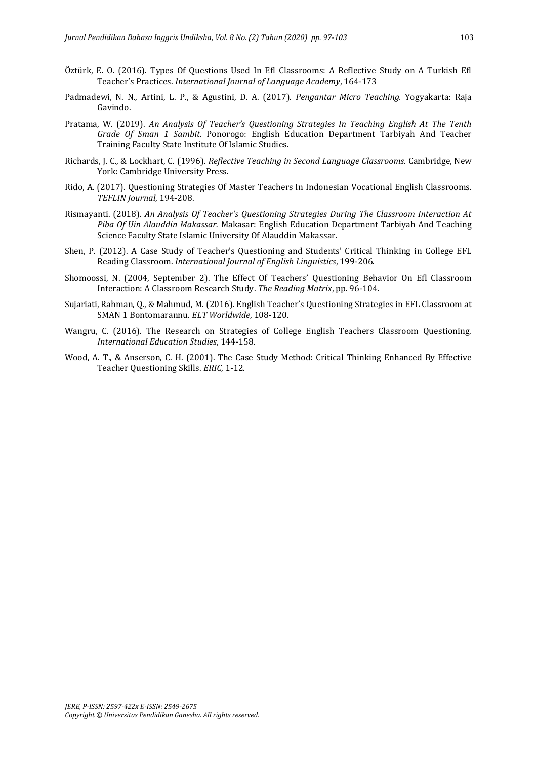Öztürk, E. O. (2016). Types Of Questions Used In Efl Classrooms: A Reflective Study on A Turkish Efl Teacher's Practices. *International Journal of Language Academy*, 164-173

Padmadewi, N. N., Artini, L. P., & Agustini, D. A. (2017). *Pengantar Micro Teaching.* Yogyakarta: Raja Gavindo.

Pratama, W. (2019). *An Analysis Of Teacher's Questioning Strategies In Teaching English At The Tenth Grade Of Sman 1 Sambit.* Ponorogo: English Education Department Tarbiyah And Teacher Training Faculty State Institute Of Islamic Studies.

Richards, J. C., & Lockhart, C. (1996). *Reflective Teaching in Second Language Classrooms.* Cambridge, New York: Cambridge University Press.

Rido, A. (2017). Questioning Strategies Of Master Teachers In Indonesian Vocational English Classrooms. *TEFLIN Journal*, 194-208.

Rismayanti. (2018). *An Analysis Of Teacher's Questioning Strategies During The Classroom Interaction At Piba Of Uin Alauddin Makassar.* Makasar: English Education Department Tarbiyah And Teaching Science Faculty State Islamic University Of Alauddin Makassar.

Shen, P. (2012). A Case Study of Teacher's Questioning and Students' Critical Thinking in College EFL Reading Classroom. *International Journal of English Linguistics*, 199-206.

Shomoossi, N. (2004, September 2). The Effect Of Teachers' Questioning Behavior On Efl Classroom Interaction: A Classroom Research Study. *The Reading Matrix*, pp. 96-104.

Sujariati, Rahman, Q., & Mahmud, M. (2016). English Teacher's Questioning Strategies in EFL Classroom at SMAN 1 Bontomarannu. *ELT Worldwide*, 108-120.

Wangru, C. (2016). The Research on Strategies of College English Teachers Classroom Questioning. *International Education Studies*, 144-158.

Wood, A. T., & Anserson, C. H. (2001). The Case Study Method: Critical Thinking Enhanced By Effective Teacher Questioning Skills. *ERIC*, 1-12.